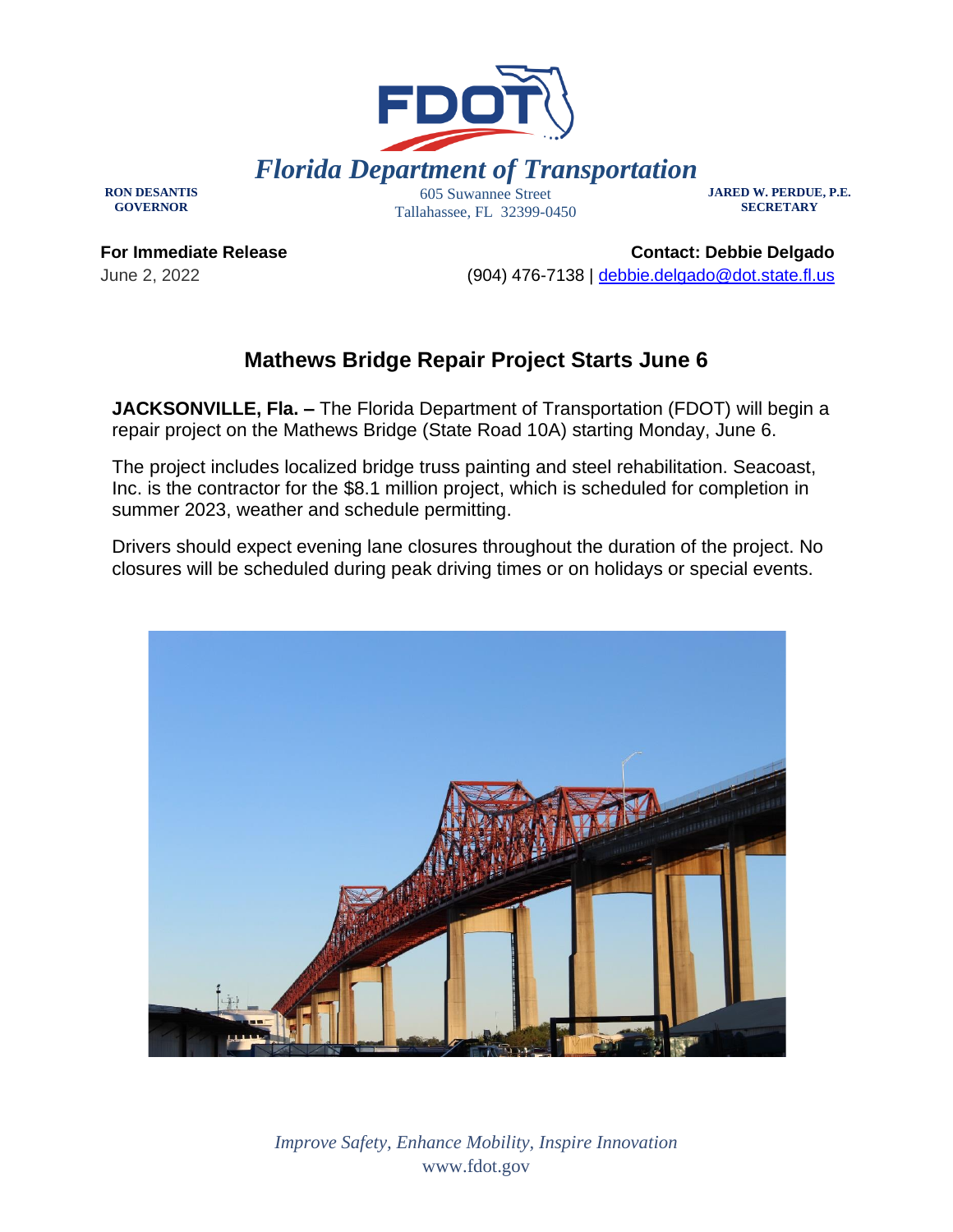# Florida Department of Transportation

**RON DESANTIS**
**GOVERNOR**

605 Suwannee Street
Tallahassee, FL 32399-0450

**JARED W. PERDUE, P.E.**
**SECRETARY**

**For Immediate Release**
June 2, 2022

**Contact: Debbie Delgado**
(904) 476-7138 | debbie.delgado@dot.state.fl.us

## Mathews Bridge Repair Project Starts June 6

**JACKSONVILLE, Fla. –** The Florida Department of Transportation (FDOT) will begin a repair project on the Mathews Bridge (State Road 10A) starting Monday, June 6.

The project includes localized bridge truss painting and steel rehabilitation. Seacoast, Inc. is the contractor for the $8.1 million project, which is scheduled for completion in summer 2023, weather and schedule permitting.

Drivers should expect evening lane closures throughout the duration of the project. No closures will be scheduled during peak driving times or on holidays or special events.

*Improve Safety, Enhance Mobility, Inspire Innovation*
www.fdot.gov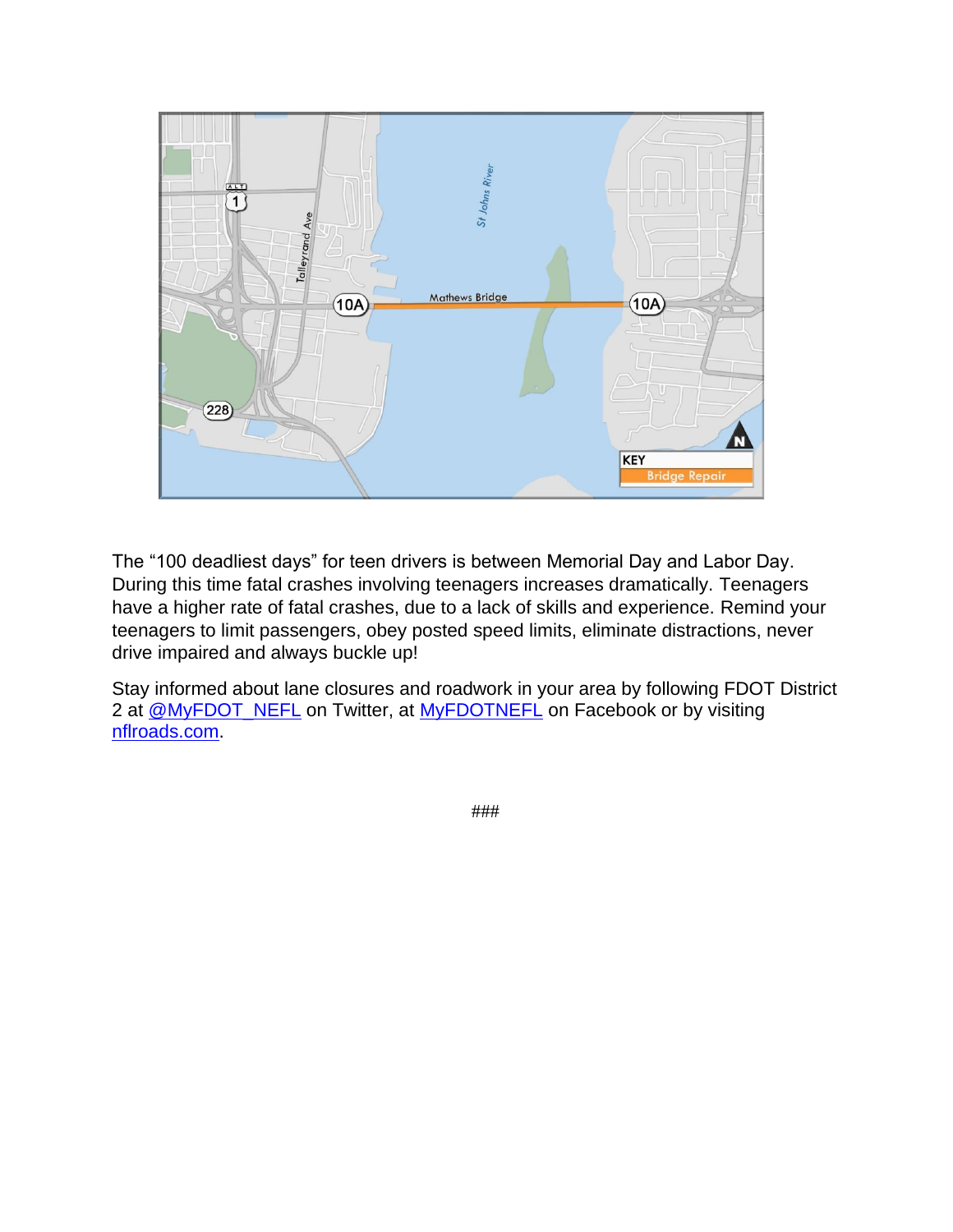The “100 deadliest days” for teen drivers is between Memorial Day and Labor Day. During this time fatal crashes involving teenagers increases dramatically. Teenagers have a higher rate of fatal crashes, due to a lack of skills and experience. Remind your teenagers to limit passengers, obey posted speed limits, eliminate distractions, never drive impaired and always buckle up!

Stay informed about lane closures and roadwork in your area by following FDOT District 2 at @MyFDOT_NEFL on Twitter, at MyFDOTNEFL on Facebook or by visiting nflroads.com.

###